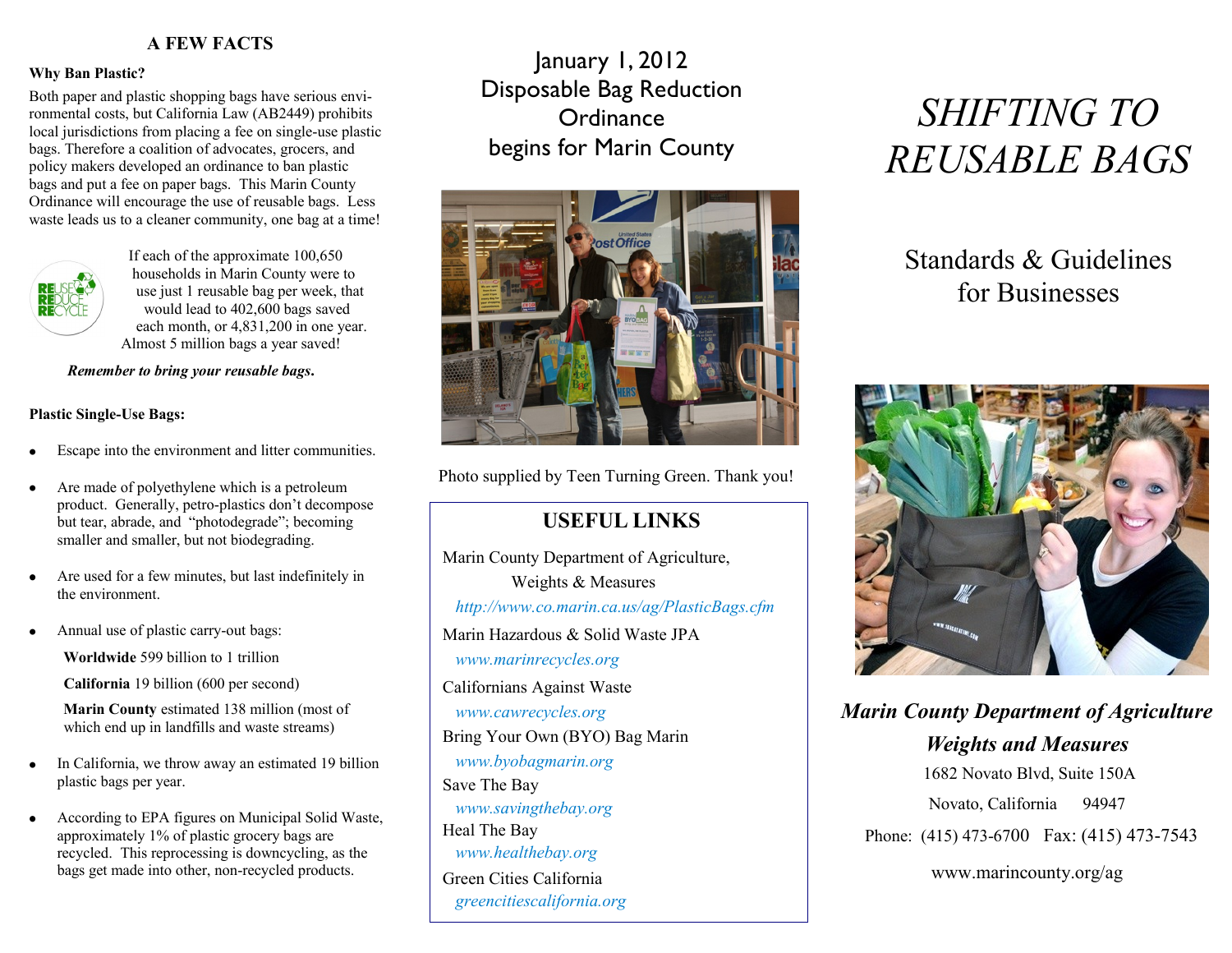## A FEW FACTS

**Why Ban Plastic?**

Both paper and plastic shopping bags have serious environmental costs, but California Law (AB2449) prohibits local jurisdictions from placing a fee on single-use plastic bags. Therefore a coalition of advocates, grocers, and policy makers developed an ordinance to ban plastic bags and put a fee on paper bags. This Marin County Ordinance will encourage the use of reusable bags. Less waste leads us to a cleaner community, one bag at a time!

If each of the approximate 100,650 households in Marin County were to use just 1 reusable bag per week, that would lead to 402,600 bags saved each month, or 4,831,200 in one year. Almost 5 million bags a year saved!

***Remember to bring your reusable bags.***

**Plastic Single-Use Bags:**

- Escape into the environment and litter communities.
- Are made of polyethylene which is a petroleum product. Generally, petro-plastics don't decompose but tear, abrade, and "photodegrade"; becoming smaller and smaller, but not biodegrading.
- Are used for a few minutes, but last indefinitely in the environment.
- Annual use of plastic carry-out bags:

  **Worldwide** 599 billion to 1 trillion

  **California** 19 billion (600 per second)

  **Marin County** estimated 138 million (most of which end up in landfills and waste streams)
- In California, we throw away an estimated 19 billion plastic bags per year.
- According to EPA figures on Municipal Solid Waste, approximately 1% of plastic grocery bags are recycled. This reprocessing is downcycling, as the bags get made into other, non-recycled products.

## January 1, 2012 Disposable Bag Reduction Ordinance begins for Marin County

Photo supplied by Teen Turning Green. Thank you!

## USEFUL LINKS

Marin County Department of Agriculture, Weights & Measures
http://www.co.marin.ca.us/ag/PlasticBags.cfm

Marin Hazardous & Solid Waste JPA
www.marinrecycles.org

Californians Against Waste
www.cawrecycles.org

Bring Your Own (BYO) Bag Marin
www.byobagmarin.org

Save The Bay
www.savingthebay.org

Heal The Bay
www.healthebay.org

Green Cities California
greencitiescalifornia.org

# *SHIFTING TO REUSABLE BAGS*

## Standards & Guidelines for Businesses

***Marin County Department of Agriculture Weights and Measures***

1682 Novato Blvd, Suite 150A

Novato, California 94947

Phone: (415) 473-6700 Fax: (415) 473-7543

www.marincounty.org/ag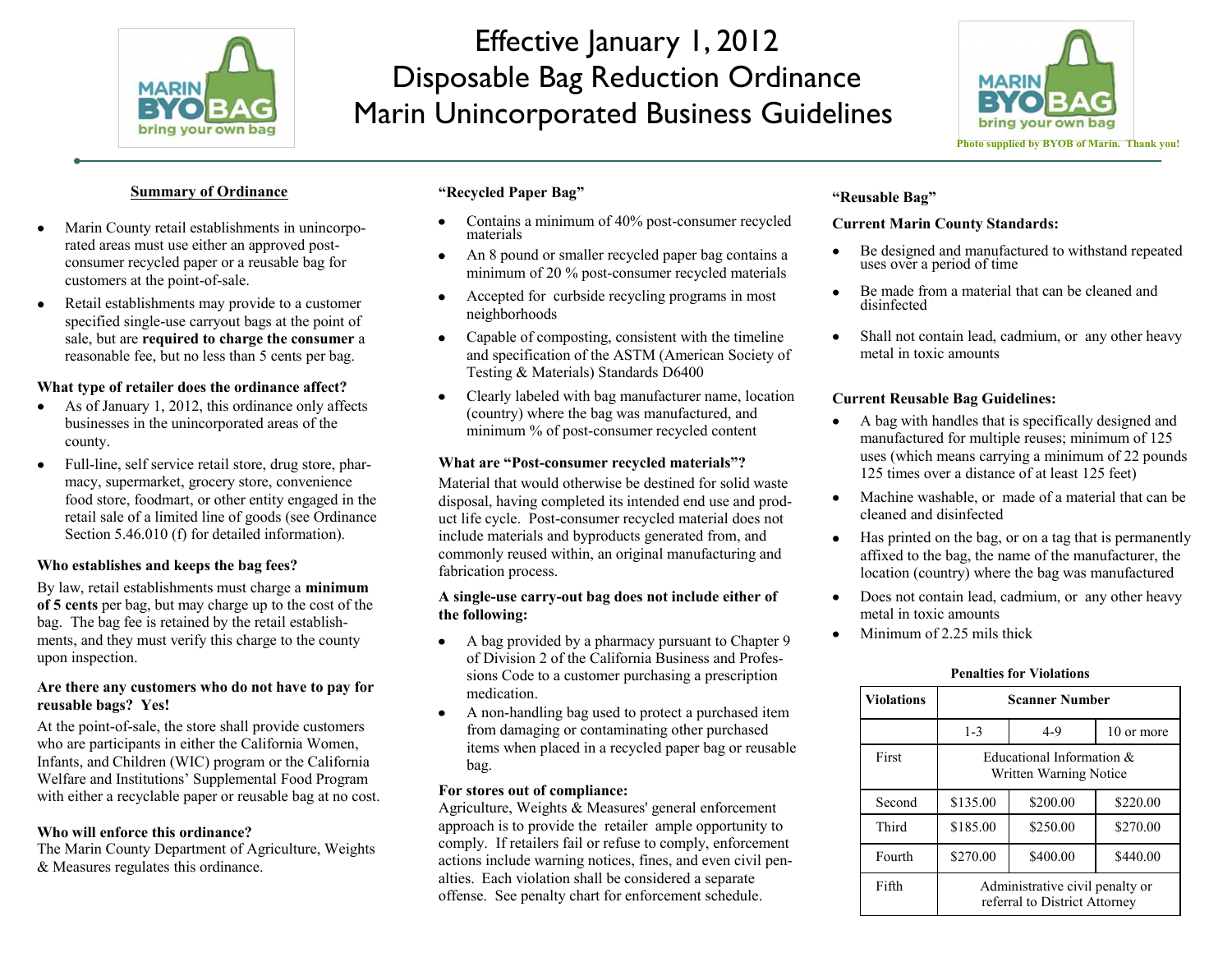# Effective January 1, 2012
# Disposable Bag Reduction Ordinance
# Marin Unincorporated Business Guidelines

Photo supplied by BYOB of Marin. Thank you!

## Summary of Ordinance

- Marin County retail establishments in unincorporated areas must use either an approved post-consumer recycled paper or a reusable bag for customers at the point-of-sale.
- Retail establishments may provide to a customer specified single-use carryout bags at the point of sale, but are **required to charge the consumer** a reasonable fee, but no less than 5 cents per bag.

**What type of retailer does the ordinance affect?**

- As of January 1, 2012, this ordinance only affects businesses in the unincorporated areas of the county.
- Full-line, self service retail store, drug store, pharmacy, supermarket, grocery store, convenience food store, foodmart, or other entity engaged in the retail sale of a limited line of goods (see Ordinance Section 5.46.010 (f) for detailed information).

**Who establishes and keeps the bag fees?**

By law, retail establishments must charge a **minimum of 5 cents** per bag, but may charge up to the cost of the bag. The bag fee is retained by the retail establishments, and they must verify this charge to the county upon inspection.

**Are there any customers who do not have to pay for reusable bags? Yes!**

At the point-of-sale, the store shall provide customers who are participants in either the California Women, Infants, and Children (WIC) program or the California Welfare and Institutions' Supplemental Food Program with either a recyclable paper or reusable bag at no cost.

**Who will enforce this ordinance?**

The Marin County Department of Agriculture, Weights & Measures regulates this ordinance.

**"Recycled Paper Bag"**

- Contains a minimum of 40% post-consumer recycled materials
- An 8 pound or smaller recycled paper bag contains a minimum of 20 % post-consumer recycled materials
- Accepted for curbside recycling programs in most neighborhoods
- Capable of composting, consistent with the timeline and specification of the ASTM (American Society of Testing & Materials) Standards D6400
- Clearly labeled with bag manufacturer name, location (country) where the bag was manufactured, and minimum % of post-consumer recycled content

**What are "Post-consumer recycled materials"?**

Material that would otherwise be destined for solid waste disposal, having completed its intended end use and product life cycle. Post-consumer recycled material does not include materials and byproducts generated from, and commonly reused within, an original manufacturing and fabrication process.

**A single-use carry-out bag does not include either of the following:**

- A bag provided by a pharmacy pursuant to Chapter 9 of Division 2 of the California Business and Professions Code to a customer purchasing a prescription medication.
- A non-handling bag used to protect a purchased item from damaging or contaminating other purchased items when placed in a recycled paper bag or reusable bag.

**For stores out of compliance:**

Agriculture, Weights & Measures' general enforcement approach is to provide the retailer ample opportunity to comply. If retailers fail or refuse to comply, enforcement actions include warning notices, fines, and even civil penalties. Each violation shall be considered a separate offense. See penalty chart for enforcement schedule.

**"Reusable Bag"**

**Current Marin County Standards:**

- Be designed and manufactured to withstand repeated uses over a period of time
- Be made from a material that can be cleaned and disinfected
- Shall not contain lead, cadmium, or any other heavy metal in toxic amounts

**Current Reusable Bag Guidelines:**

- A bag with handles that is specifically designed and manufactured for multiple reuses; minimum of 125 uses (which means carrying a minimum of 22 pounds 125 times over a distance of at least 125 feet)
- Machine washable, or made of a material that can be cleaned and disinfected
- Has printed on the bag, or on a tag that is permanently affixed to the bag, the name of the manufacturer, the location (country) where the bag was manufactured
- Does not contain lead, cadmium, or any other heavy metal in toxic amounts
- Minimum of 2.25 mils thick

**Penalties for Violations**

| Violations | Scanner Number | | |
|---|---|---|---|
| | 1-3 | 4-9 | 10 or more |
| First | Educational Information & Written Warning Notice | | |
| Second | $135.00 | $200.00 | $220.00 |
| Third | $185.00 | $250.00 | $270.00 |
| Fourth | $270.00 | $400.00 | $440.00 |
| Fifth | Administrative civil penalty or referral to District Attorney | | |